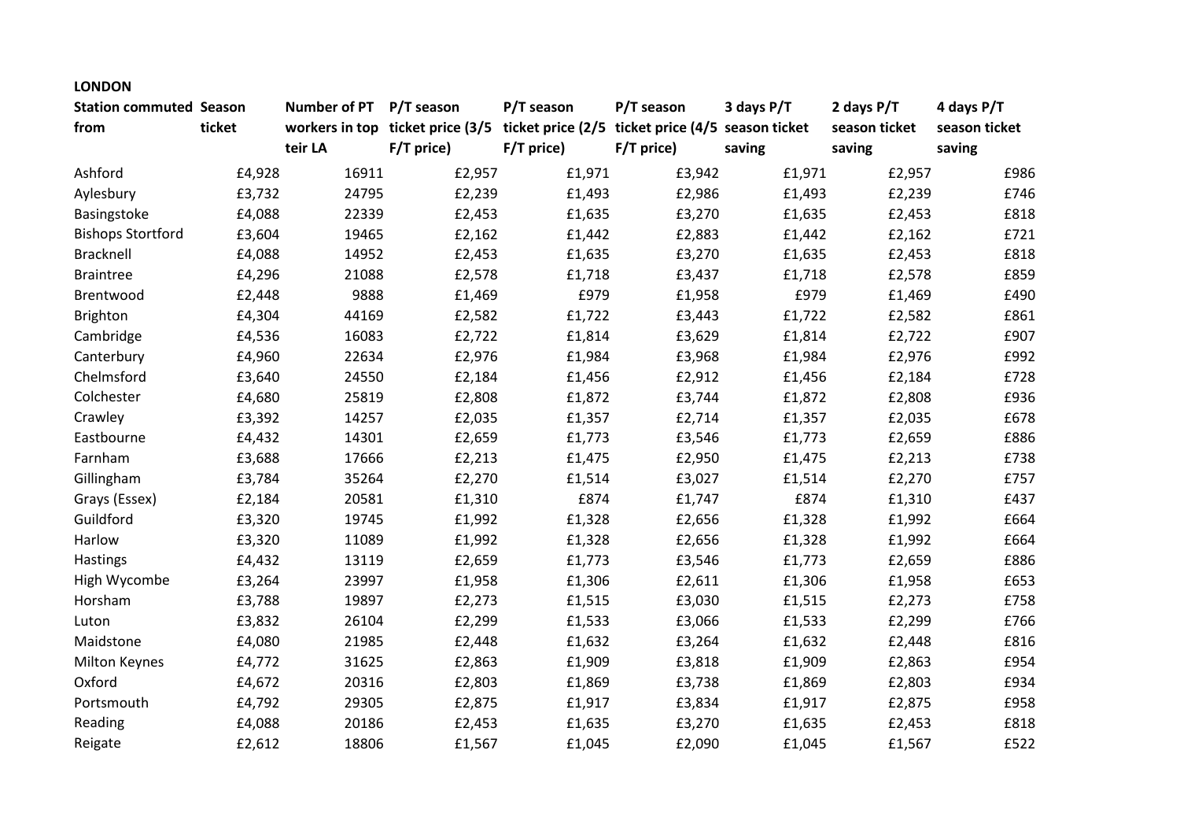**LONDON**

| Station commuted from | Season ticket | Number of PT workers in top teir LA | P/T season ticket price (3/5 F/T price) | P/T season ticket price (2/5 F/T price) | P/T season ticket price (4/5 F/T price) | 3 days P/T season ticket saving | 2 days P/T season ticket saving | 4 days P/T season ticket saving |
|---|---|---|---|---|---|---|---|---|
| Ashford | £4,928 | 16911 | £2,957 | £1,971 | £3,942 | £1,971 | £2,957 | £986 |
| Aylesbury | £3,732 | 24795 | £2,239 | £1,493 | £2,986 | £1,493 | £2,239 | £746 |
| Basingstoke | £4,088 | 22339 | £2,453 | £1,635 | £3,270 | £1,635 | £2,453 | £818 |
| Bishops Stortford | £3,604 | 19465 | £2,162 | £1,442 | £2,883 | £1,442 | £2,162 | £721 |
| Bracknell | £4,088 | 14952 | £2,453 | £1,635 | £3,270 | £1,635 | £2,453 | £818 |
| Braintree | £4,296 | 21088 | £2,578 | £1,718 | £3,437 | £1,718 | £2,578 | £859 |
| Brentwood | £2,448 | 9888 | £1,469 | £979 | £1,958 | £979 | £1,469 | £490 |
| Brighton | £4,304 | 44169 | £2,582 | £1,722 | £3,443 | £1,722 | £2,582 | £861 |
| Cambridge | £4,536 | 16083 | £2,722 | £1,814 | £3,629 | £1,814 | £2,722 | £907 |
| Canterbury | £4,960 | 22634 | £2,976 | £1,984 | £3,968 | £1,984 | £2,976 | £992 |
| Chelmsford | £3,640 | 24550 | £2,184 | £1,456 | £2,912 | £1,456 | £2,184 | £728 |
| Colchester | £4,680 | 25819 | £2,808 | £1,872 | £3,744 | £1,872 | £2,808 | £936 |
| Crawley | £3,392 | 14257 | £2,035 | £1,357 | £2,714 | £1,357 | £2,035 | £678 |
| Eastbourne | £4,432 | 14301 | £2,659 | £1,773 | £3,546 | £1,773 | £2,659 | £886 |
| Farnham | £3,688 | 17666 | £2,213 | £1,475 | £2,950 | £1,475 | £2,213 | £738 |
| Gillingham | £3,784 | 35264 | £2,270 | £1,514 | £3,027 | £1,514 | £2,270 | £757 |
| Grays (Essex) | £2,184 | 20581 | £1,310 | £874 | £1,747 | £874 | £1,310 | £437 |
| Guildford | £3,320 | 19745 | £1,992 | £1,328 | £2,656 | £1,328 | £1,992 | £664 |
| Harlow | £3,320 | 11089 | £1,992 | £1,328 | £2,656 | £1,328 | £1,992 | £664 |
| Hastings | £4,432 | 13119 | £2,659 | £1,773 | £3,546 | £1,773 | £2,659 | £886 |
| High Wycombe | £3,264 | 23997 | £1,958 | £1,306 | £2,611 | £1,306 | £1,958 | £653 |
| Horsham | £3,788 | 19897 | £2,273 | £1,515 | £3,030 | £1,515 | £2,273 | £758 |
| Luton | £3,832 | 26104 | £2,299 | £1,533 | £3,066 | £1,533 | £2,299 | £766 |
| Maidstone | £4,080 | 21985 | £2,448 | £1,632 | £3,264 | £1,632 | £2,448 | £816 |
| Milton Keynes | £4,772 | 31625 | £2,863 | £1,909 | £3,818 | £1,909 | £2,863 | £954 |
| Oxford | £4,672 | 20316 | £2,803 | £1,869 | £3,738 | £1,869 | £2,803 | £934 |
| Portsmouth | £4,792 | 29305 | £2,875 | £1,917 | £3,834 | £1,917 | £2,875 | £958 |
| Reading | £4,088 | 20186 | £2,453 | £1,635 | £3,270 | £1,635 | £2,453 | £818 |
| Reigate | £2,612 | 18806 | £1,567 | £1,045 | £2,090 | £1,045 | £1,567 | £522 |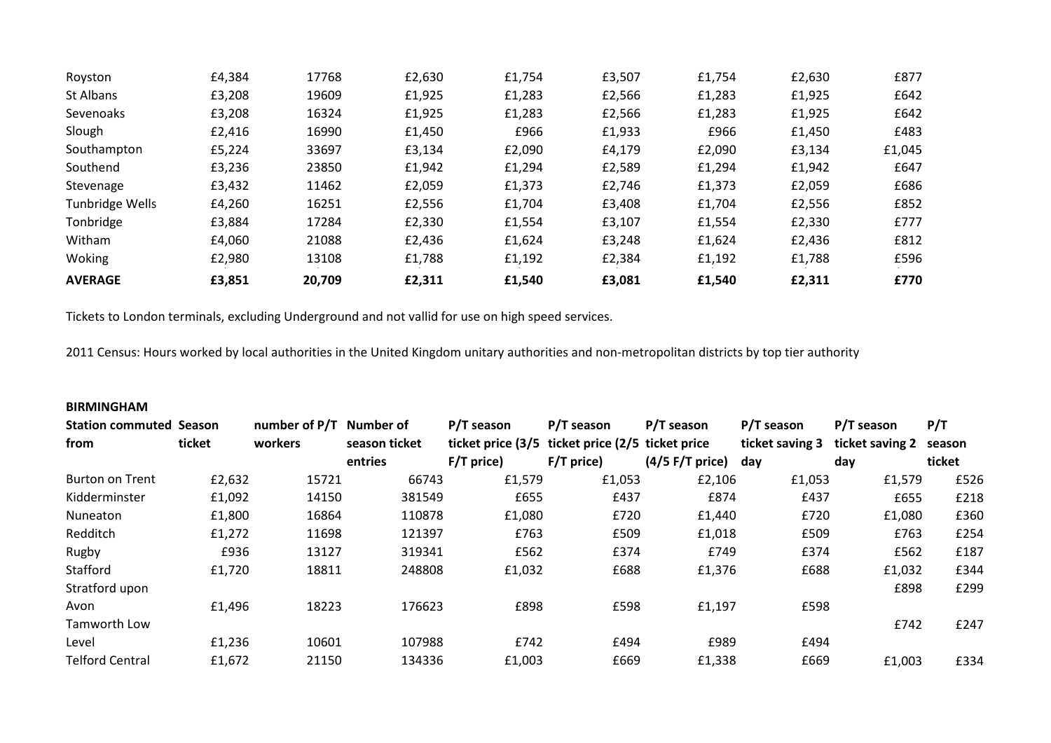| | | | | | | | | |
|---|---|---|---|---|---|---|---|---|
| Royston | £4,384 | 17768 | £2,630 | £1,754 | £3,507 | £1,754 | £2,630 | £877 |
| St Albans | £3,208 | 19609 | £1,925 | £1,283 | £2,566 | £1,283 | £1,925 | £642 |
| Sevenoaks | £3,208 | 16324 | £1,925 | £1,283 | £2,566 | £1,283 | £1,925 | £642 |
| Slough | £2,416 | 16990 | £1,450 | £966 | £1,933 | £966 | £1,450 | £483 |
| Southampton | £5,224 | 33697 | £3,134 | £2,090 | £4,179 | £2,090 | £3,134 | £1,045 |
| Southend | £3,236 | 23850 | £1,942 | £1,294 | £2,589 | £1,294 | £1,942 | £647 |
| Stevenage | £3,432 | 11462 | £2,059 | £1,373 | £2,746 | £1,373 | £2,059 | £686 |
| Tunbridge Wells | £4,260 | 16251 | £2,556 | £1,704 | £3,408 | £1,704 | £2,556 | £852 |
| Tonbridge | £3,884 | 17284 | £2,330 | £1,554 | £3,107 | £1,554 | £2,330 | £777 |
| Witham | £4,060 | 21088 | £2,436 | £1,624 | £3,248 | £1,624 | £2,436 | £812 |
| Woking | £2,980 | 13108 | £1,788 | £1,192 | £2,384 | £1,192 | £1,788 | £596 |
| **AVERAGE** | **£3,851** | **20,709** | **£2,311** | **£1,540** | **£3,081** | **£1,540** | **£2,311** | **£770** |

Tickets to London terminals, excluding Underground and not vallid for use on high speed services.

2011 Census: Hours worked by local authorities in the United Kingdom unitary authorities and non-metropolitan districts by top tier authority

**BIRMINGHAM**

| Station commuted from | Season ticket | number of P/T workers | Number of season ticket entries | P/T season ticket price (3/5 F/T price) | P/T season ticket price (2/5 F/T price) | P/T season ticket price (4/5 F/T price) | P/T season ticket saving 3 day | P/T season ticket saving 2 day | P/T season ticket |
|---|---|---|---|---|---|---|---|---|---|
| Burton on Trent | £2,632 | 15721 | 66743 | £1,579 | £1,053 | £2,106 | £1,053 | £1,579 | £526 |
| Kidderminster | £1,092 | 14150 | 381549 | £655 | £437 | £874 | £437 | £655 | £218 |
| Nuneaton | £1,800 | 16864 | 110878 | £1,080 | £720 | £1,440 | £720 | £1,080 | £360 |
| Redditch | £1,272 | 11698 | 121397 | £763 | £509 | £1,018 | £509 | £763 | £254 |
| Rugby | £936 | 13127 | 319341 | £562 | £374 | £749 | £374 | £562 | £187 |
| Stafford | £1,720 | 18811 | 248808 | £1,032 | £688 | £1,376 | £688 | £1,032 | £344 |
| Stratford upon Avon | £1,496 | 18223 | 176623 | £898 | £598 | £1,197 | £598 | £898 | £299 |
| Tamworth Low Level | £1,236 | 10601 | 107988 | £742 | £494 | £989 | £494 | £742 | £247 |
| Telford Central | £1,672 | 21150 | 134336 | £1,003 | £669 | £1,338 | £669 | £1,003 | £334 |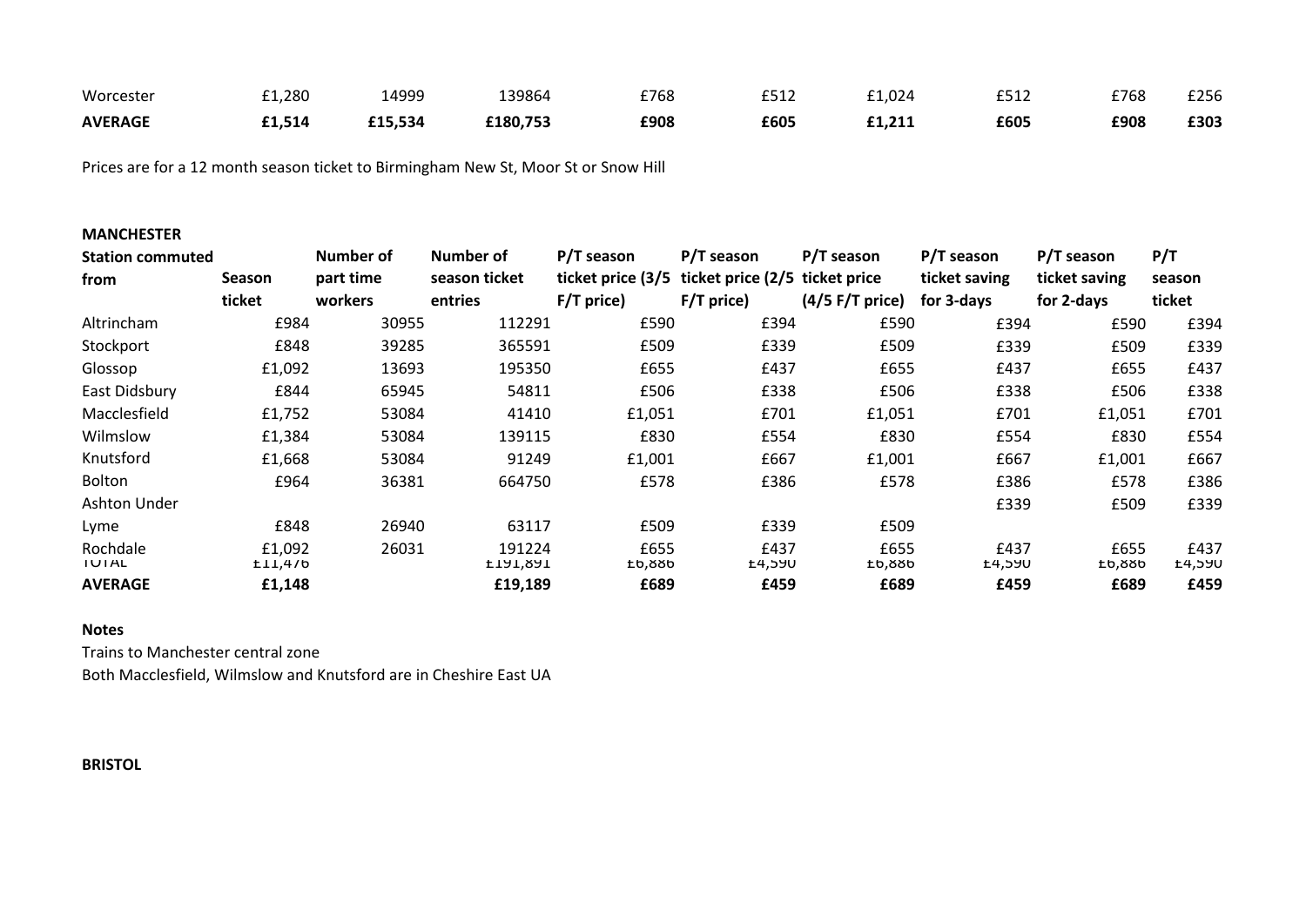| | | | | | | | | | |
|---|---|---|---|---|---|---|---|---|---|
| Worcester | £1,280 | 14999 | 139864 | £768 | £512 | £1,024 | £512 | £768 | £256 |
| **AVERAGE** | **£1,514** | **£15,534** | **£180,753** | **£908** | **£605** | **£1,211** | **£605** | **£908** | **£303** |

Prices are for a 12 month season ticket to Birmingham New St, Moor St or Snow Hill

**MANCHESTER**

| **Station commuted from** | **Season ticket** | **Number of part time workers** | **Number of season ticket entries** | **P/T season ticket price (3/5 F/T price)** | **P/T season ticket price (2/5 F/T price)** | **P/T season ticket price (4/5 F/T price)** | **P/T season ticket saving for 3-days** | **P/T season ticket saving for 2-days** | **P/T season ticket** |
|---|---|---|---|---|---|---|---|---|---|
| Altrincham | £984 | 30955 | 112291 | £590 | £394 | £590 | £394 | £590 | £394 |
| Stockport | £848 | 39285 | 365591 | £509 | £339 | £509 | £339 | £509 | £339 |
| Glossop | £1,092 | 13693 | 195350 | £655 | £437 | £655 | £437 | £655 | £437 |
| East Didsbury | £844 | 65945 | 54811 | £506 | £338 | £506 | £338 | £506 | £338 |
| Macclesfield | £1,752 | 53084 | 41410 | £1,051 | £701 | £1,051 | £701 | £1,051 | £701 |
| Wilmslow | £1,384 | 53084 | 139115 | £830 | £554 | £830 | £554 | £830 | £554 |
| Knutsford | £1,668 | 53084 | 91249 | £1,001 | £667 | £1,001 | £667 | £1,001 | £667 |
| Bolton | £964 | 36381 | 664750 | £578 | £386 | £578 | £386 | £578 | £386 |
| Ashton Under Lyme | £848 | 26940 | 63117 | £509 | £339 | £509 | £339 | £509 | £339 |
| Rochdale | £1,092 | 26031 | 191224 | £655 | £437 | £655 | £437 | £655 | £437 |
| TOTAL | £11,476 | | £191,891 | £6,886 | £4,590 | £6,886 | £4,590 | £6,886 | £4,590 |
| **AVERAGE** | **£1,148** | | **£19,189** | **£689** | **£459** | **£689** | **£459** | **£689** | **£459** |

**Notes**

Trains to Manchester central zone

Both Macclesfield, Wilmslow and Knutsford are in Cheshire East UA

**BRISTOL**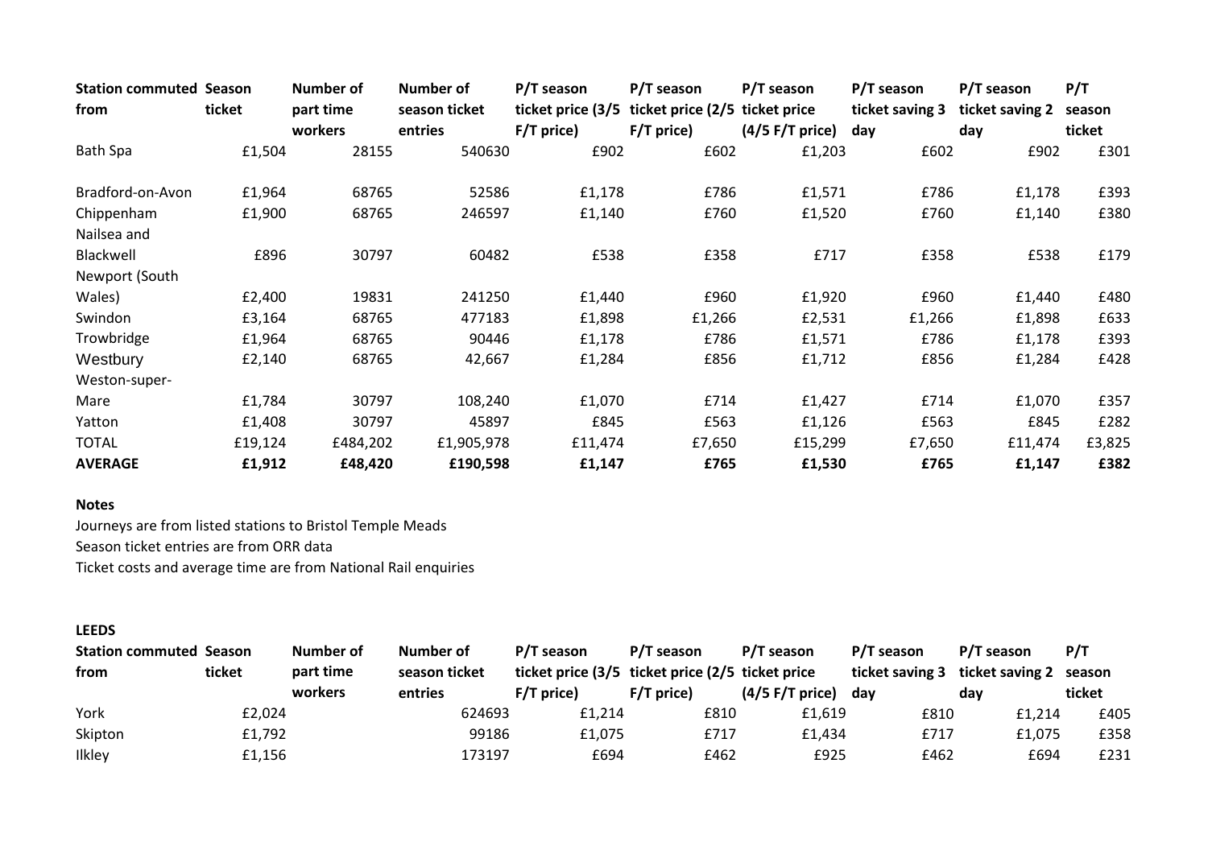| Station commuted from | Season ticket | Number of part time workers | Number of season ticket entries | P/T season ticket price (3/5 F/T price) | P/T season ticket price (2/5 F/T price) | P/T season ticket price (4/5 F/T price) | P/T season ticket saving 3 day | P/T season ticket saving 2 day | P/T season ticket |
|---|---|---|---|---|---|---|---|---|---|
| Bath Spa | £1,504 | 28155 | 540630 | £902 | £602 | £1,203 | £602 | £902 | £301 |
| Bradford-on-Avon | £1,964 | 68765 | 52586 | £1,178 | £786 | £1,571 | £786 | £1,178 | £393 |
| Chippenham | £1,900 | 68765 | 246597 | £1,140 | £760 | £1,520 | £760 | £1,140 | £380 |
| Nailsea and Blackwell | £896 | 30797 | 60482 | £538 | £358 | £717 | £358 | £538 | £179 |
| Newport (South Wales) | £2,400 | 19831 | 241250 | £1,440 | £960 | £1,920 | £960 | £1,440 | £480 |
| Swindon | £3,164 | 68765 | 477183 | £1,898 | £1,266 | £2,531 | £1,266 | £1,898 | £633 |
| Trowbridge | £1,964 | 68765 | 90446 | £1,178 | £786 | £1,571 | £786 | £1,178 | £393 |
| Westbury | £2,140 | 68765 | 42,667 | £1,284 | £856 | £1,712 | £856 | £1,284 | £428 |
| Weston-super-Mare | £1,784 | 30797 | 108,240 | £1,070 | £714 | £1,427 | £714 | £1,070 | £357 |
| Yatton | £1,408 | 30797 | 45897 | £845 | £563 | £1,126 | £563 | £845 | £282 |
| TOTAL | £19,124 | £484,202 | £1,905,978 | £11,474 | £7,650 | £15,299 | £7,650 | £11,474 | £3,825 |
| **AVERAGE** | **£1,912** | **£48,420** | **£190,598** | **£1,147** | **£765** | **£1,530** | **£765** | **£1,147** | **£382** |

**Notes**

Journeys are from listed stations to Bristol Temple Meads

Season ticket entries are from ORR data

Ticket costs and average time are from National Rail enquiries

**LEEDS**

| Station commuted from | Season ticket | Number of part time workers | Number of season ticket entries | P/T season ticket price (3/5 F/T price) | P/T season ticket price (2/5 F/T price) | P/T season ticket price (4/5 F/T price) | P/T season ticket saving 3 day | P/T season ticket saving 2 day | P/T season ticket |
|---|---|---|---|---|---|---|---|---|---|
| York | £2,024 | | 624693 | £1,214 | £810 | £1,619 | £810 | £1,214 | £405 |
| Skipton | £1,792 | | 99186 | £1,075 | £717 | £1,434 | £717 | £1,075 | £358 |
| Ilkley | £1,156 | | 173197 | £694 | £462 | £925 | £462 | £694 | £231 |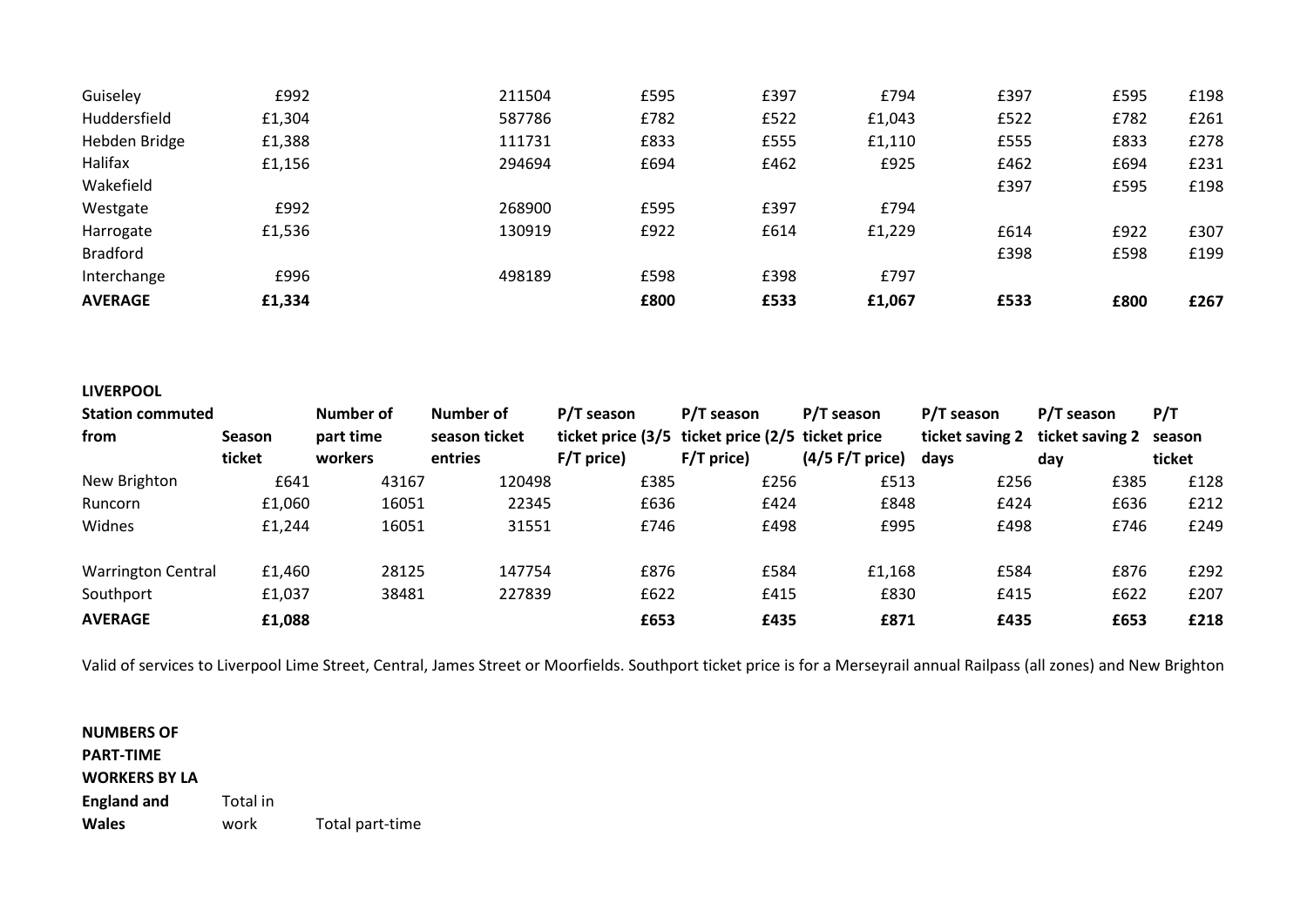| | | | | | | | | | |
|---|---|---|---|---|---|---|---|---|---|
| Guiseley | £992 | | 211504 | £595 | £397 | £794 | £397 | £595 | £198 |
| Huddersfield | £1,304 | | 587786 | £782 | £522 | £1,043 | £522 | £782 | £261 |
| Hebden Bridge | £1,388 | | 111731 | £833 | £555 | £1,110 | £555 | £833 | £278 |
| Halifax | £1,156 | | 294694 | £694 | £462 | £925 | £462 | £694 | £231 |
| Wakefield | | | | | | | £397 | £595 | £198 |
| Westgate | £992 | | 268900 | £595 | £397 | £794 | | | |
| Harrogate | £1,536 | | 130919 | £922 | £614 | £1,229 | £614 | £922 | £307 |
| Bradford | | | | | | | £398 | £598 | £199 |
| Interchange | £996 | | 498189 | £598 | £398 | £797 | | | |
| **AVERAGE** | **£1,334** | | | **£800** | **£533** | **£1,067** | **£533** | **£800** | **£267** |

**LIVERPOOL**

| Station commuted from | Season ticket | Number of part time workers | Number of season ticket entries | P/T season ticket price (3/5 F/T price) | P/T season ticket price (2/5 F/T price) | P/T season ticket price (4/5 F/T price) | P/T season ticket saving 2 days | P/T season ticket saving 2 day | P/T season ticket |
|---|---|---|---|---|---|---|---|---|---|
| New Brighton | £641 | 43167 | 120498 | £385 | £256 | £513 | £256 | £385 | £128 |
| Runcorn | £1,060 | 16051 | 22345 | £636 | £424 | £848 | £424 | £636 | £212 |
| Widnes | £1,244 | 16051 | 31551 | £746 | £498 | £995 | £498 | £746 | £249 |
| Warrington Central | £1,460 | 28125 | 147754 | £876 | £584 | £1,168 | £584 | £876 | £292 |
| Southport | £1,037 | 38481 | 227839 | £622 | £415 | £830 | £415 | £622 | £207 |
| **AVERAGE** | **£1,088** | | | **£653** | **£435** | **£871** | **£435** | **£653** | **£218** |

Valid of services to Liverpool Lime Street, Central, James Street or Moorfields. Southport ticket price is for a Merseyrail annual Railpass (all zones) and New Brighton

**NUMBERS OF PART-TIME WORKERS BY LA**

| England and Wales | Total in work | Total part-time |
|---|---|---|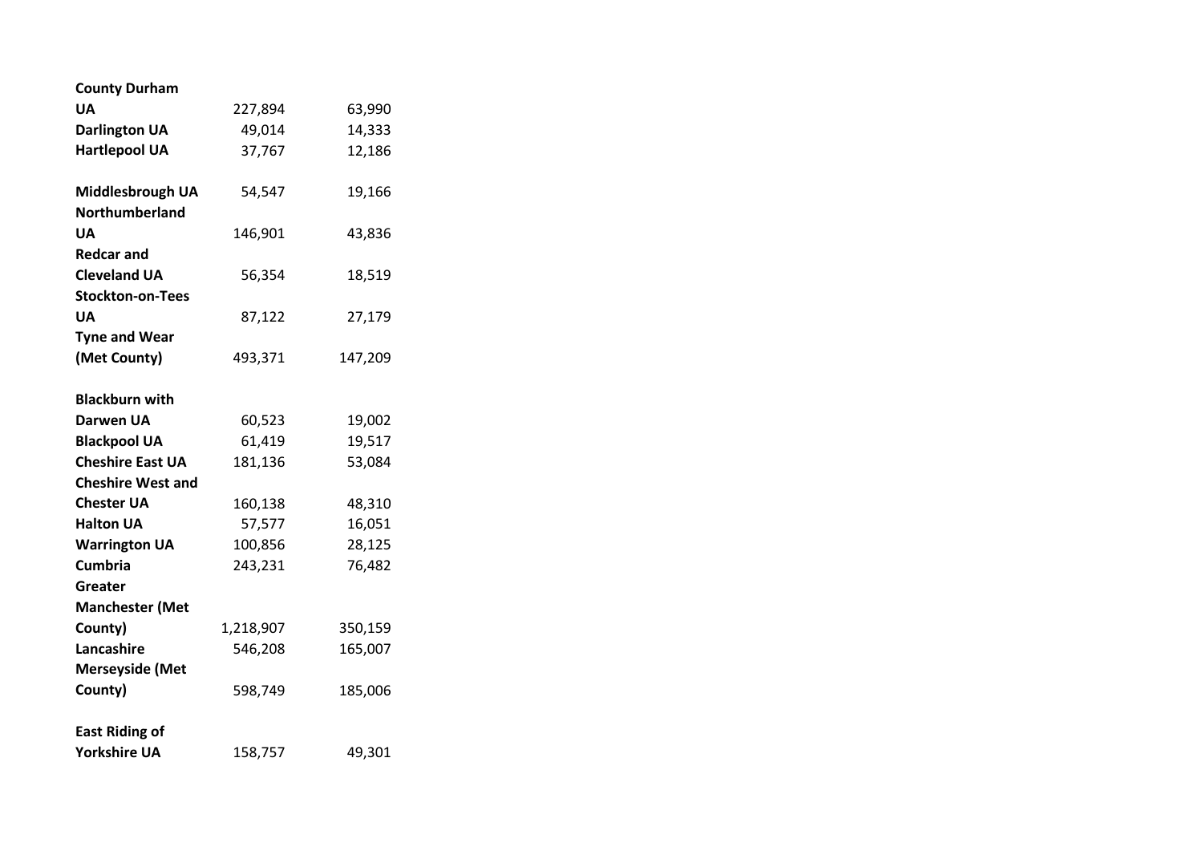| | | |
|---|---|---|
| **County Durham UA** | 227,894 | 63,990 |
| **Darlington UA** | 49,014 | 14,333 |
| **Hartlepool UA** | 37,767 | 12,186 |
| **Middlesbrough UA** | 54,547 | 19,166 |
| **Northumberland UA** | 146,901 | 43,836 |
| **Redcar and Cleveland UA** | 56,354 | 18,519 |
| **Stockton-on-Tees UA** | 87,122 | 27,179 |
| **Tyne and Wear (Met County)** | 493,371 | 147,209 |
| **Blackburn with Darwen UA** | 60,523 | 19,002 |
| **Blackpool UA** | 61,419 | 19,517 |
| **Cheshire East UA** | 181,136 | 53,084 |
| **Cheshire West and Chester UA** | 160,138 | 48,310 |
| **Halton UA** | 57,577 | 16,051 |
| **Warrington UA** | 100,856 | 28,125 |
| **Cumbria** | 243,231 | 76,482 |
| **Greater Manchester (Met County)** | 1,218,907 | 350,159 |
| **Lancashire** | 546,208 | 165,007 |
| **Merseyside (Met County)** | 598,749 | 185,006 |
| **East Riding of Yorkshire UA** | 158,757 | 49,301 |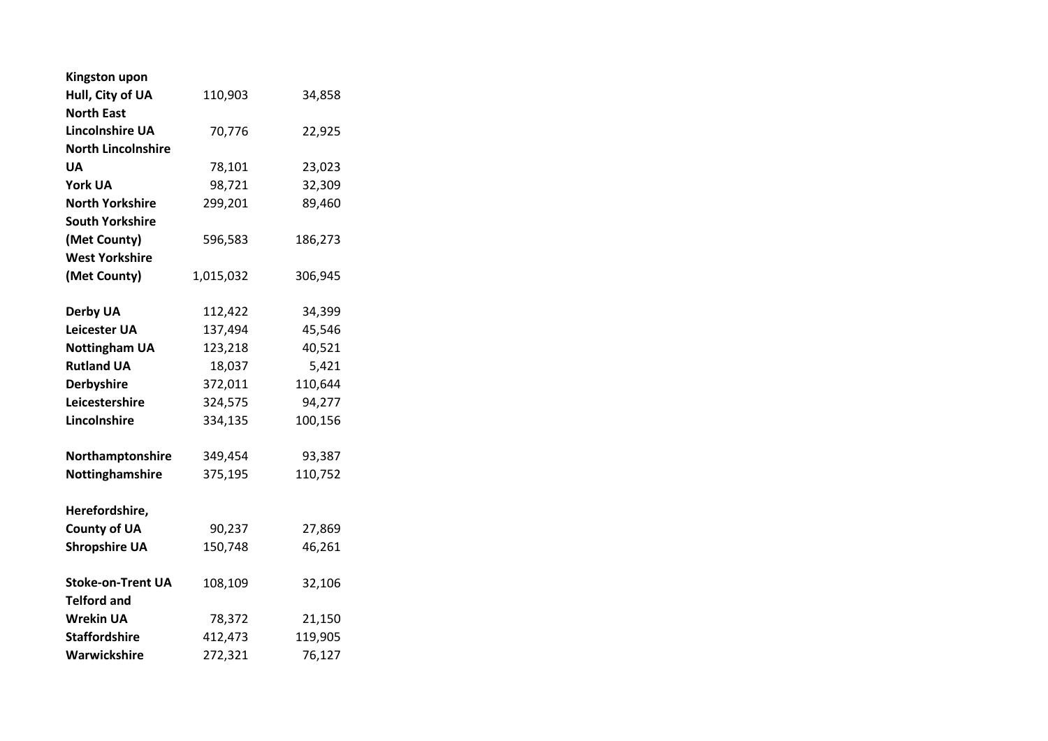| | | |
|---|---|---|
| **Kingston upon Hull, City of UA** | 110,903 | 34,858 |
| **North East Lincolnshire UA** | 70,776 | 22,925 |
| **North Lincolnshire UA** | 78,101 | 23,023 |
| **York UA** | 98,721 | 32,309 |
| **North Yorkshire** | 299,201 | 89,460 |
| **South Yorkshire (Met County)** | 596,583 | 186,273 |
| **West Yorkshire (Met County)** | 1,015,032 | 306,945 |
| | | |
| **Derby UA** | 112,422 | 34,399 |
| **Leicester UA** | 137,494 | 45,546 |
| **Nottingham UA** | 123,218 | 40,521 |
| **Rutland UA** | 18,037 | 5,421 |
| **Derbyshire** | 372,011 | 110,644 |
| **Leicestershire** | 324,575 | 94,277 |
| **Lincolnshire** | 334,135 | 100,156 |
| | | |
| **Northamptonshire** | 349,454 | 93,387 |
| **Nottinghamshire** | 375,195 | 110,752 |
| | | |
| **Herefordshire, County of UA** | 90,237 | 27,869 |
| **Shropshire UA** | 150,748 | 46,261 |
| | | |
| **Stoke-on-Trent UA** | 108,109 | 32,106 |
| **Telford and Wrekin UA** | 78,372 | 21,150 |
| **Staffordshire** | 412,473 | 119,905 |
| **Warwickshire** | 272,321 | 76,127 |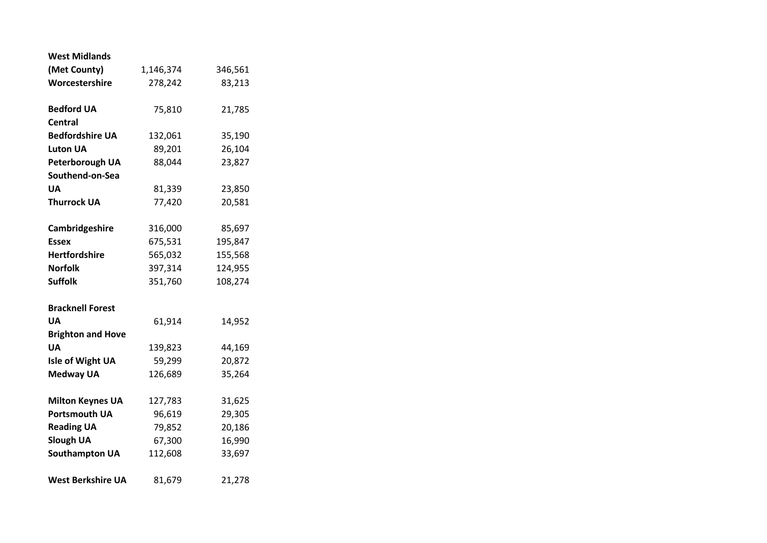| | | |
|---|---|---|
| **West Midlands (Met County)** | 1,146,374 | 346,561 |
| **Worcestershire** | 278,242 | 83,213 |
| | | |
| **Bedford UA** | 75,810 | 21,785 |
| **Central Bedfordshire UA** | 132,061 | 35,190 |
| **Luton UA** | 89,201 | 26,104 |
| **Peterborough UA** | 88,044 | 23,827 |
| **Southend-on-Sea UA** | 81,339 | 23,850 |
| **Thurrock UA** | 77,420 | 20,581 |
| | | |
| **Cambridgeshire** | 316,000 | 85,697 |
| **Essex** | 675,531 | 195,847 |
| **Hertfordshire** | 565,032 | 155,568 |
| **Norfolk** | 397,314 | 124,955 |
| **Suffolk** | 351,760 | 108,274 |
| | | |
| **Bracknell Forest UA** | 61,914 | 14,952 |
| **Brighton and Hove UA** | 139,823 | 44,169 |
| **Isle of Wight UA** | 59,299 | 20,872 |
| **Medway UA** | 126,689 | 35,264 |
| | | |
| **Milton Keynes UA** | 127,783 | 31,625 |
| **Portsmouth UA** | 96,619 | 29,305 |
| **Reading UA** | 79,852 | 20,186 |
| **Slough UA** | 67,300 | 16,990 |
| **Southampton UA** | 112,608 | 33,697 |
| | | |
| **West Berkshire UA** | 81,679 | 21,278 |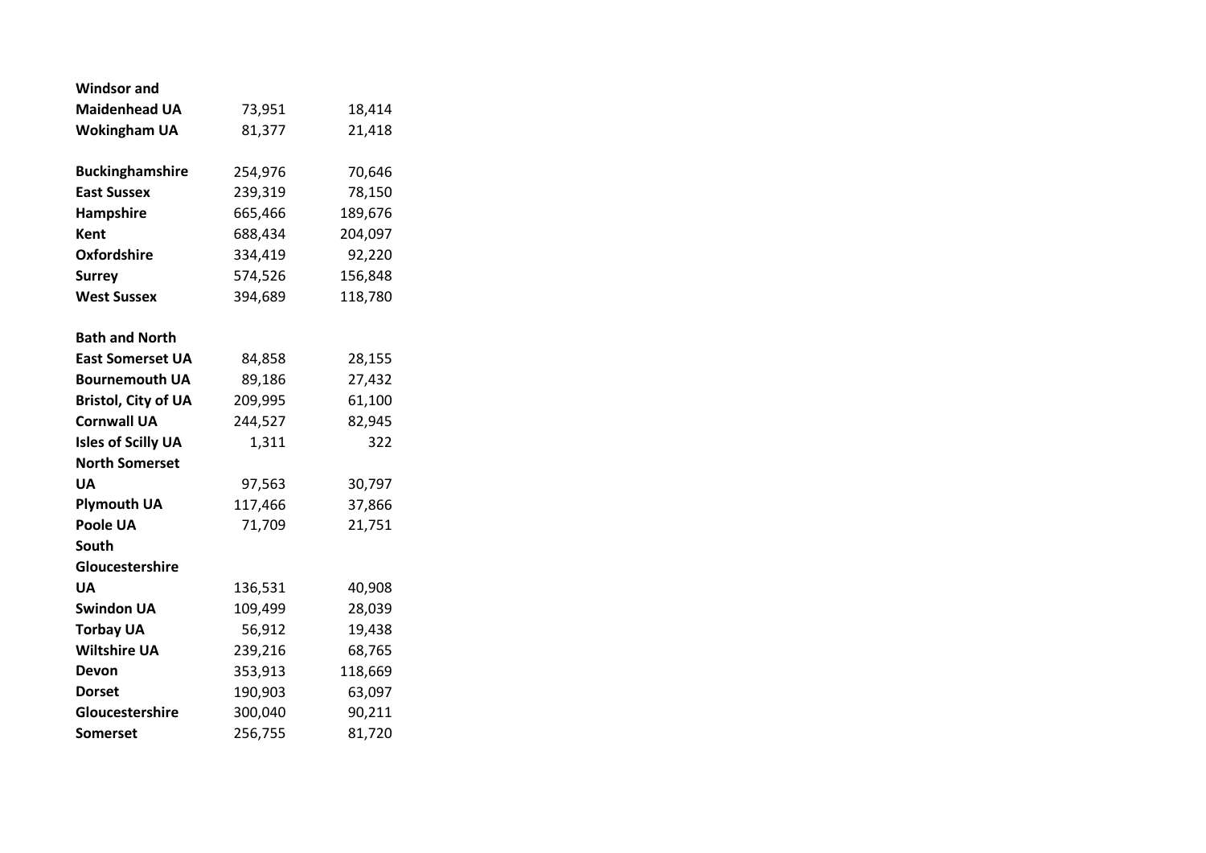| | | |
|---|---|---|
| **Windsor and Maidenhead UA** | 73,951 | 18,414 |
| **Wokingham UA** | 81,377 | 21,418 |
| | | |
| **Buckinghamshire** | 254,976 | 70,646 |
| **East Sussex** | 239,319 | 78,150 |
| **Hampshire** | 665,466 | 189,676 |
| **Kent** | 688,434 | 204,097 |
| **Oxfordshire** | 334,419 | 92,220 |
| **Surrey** | 574,526 | 156,848 |
| **West Sussex** | 394,689 | 118,780 |
| | | |
| **Bath and North East Somerset UA** | 84,858 | 28,155 |
| **Bournemouth UA** | 89,186 | 27,432 |
| **Bristol, City of UA** | 209,995 | 61,100 |
| **Cornwall UA** | 244,527 | 82,945 |
| **Isles of Scilly UA** | 1,311 | 322 |
| **North Somerset UA** | 97,563 | 30,797 |
| **Plymouth UA** | 117,466 | 37,866 |
| **Poole UA** | 71,709 | 21,751 |
| **South Gloucestershire UA** | 136,531 | 40,908 |
| **Swindon UA** | 109,499 | 28,039 |
| **Torbay UA** | 56,912 | 19,438 |
| **Wiltshire UA** | 239,216 | 68,765 |
| **Devon** | 353,913 | 118,669 |
| **Dorset** | 190,903 | 63,097 |
| **Gloucestershire** | 300,040 | 90,211 |
| **Somerset** | 256,755 | 81,720 |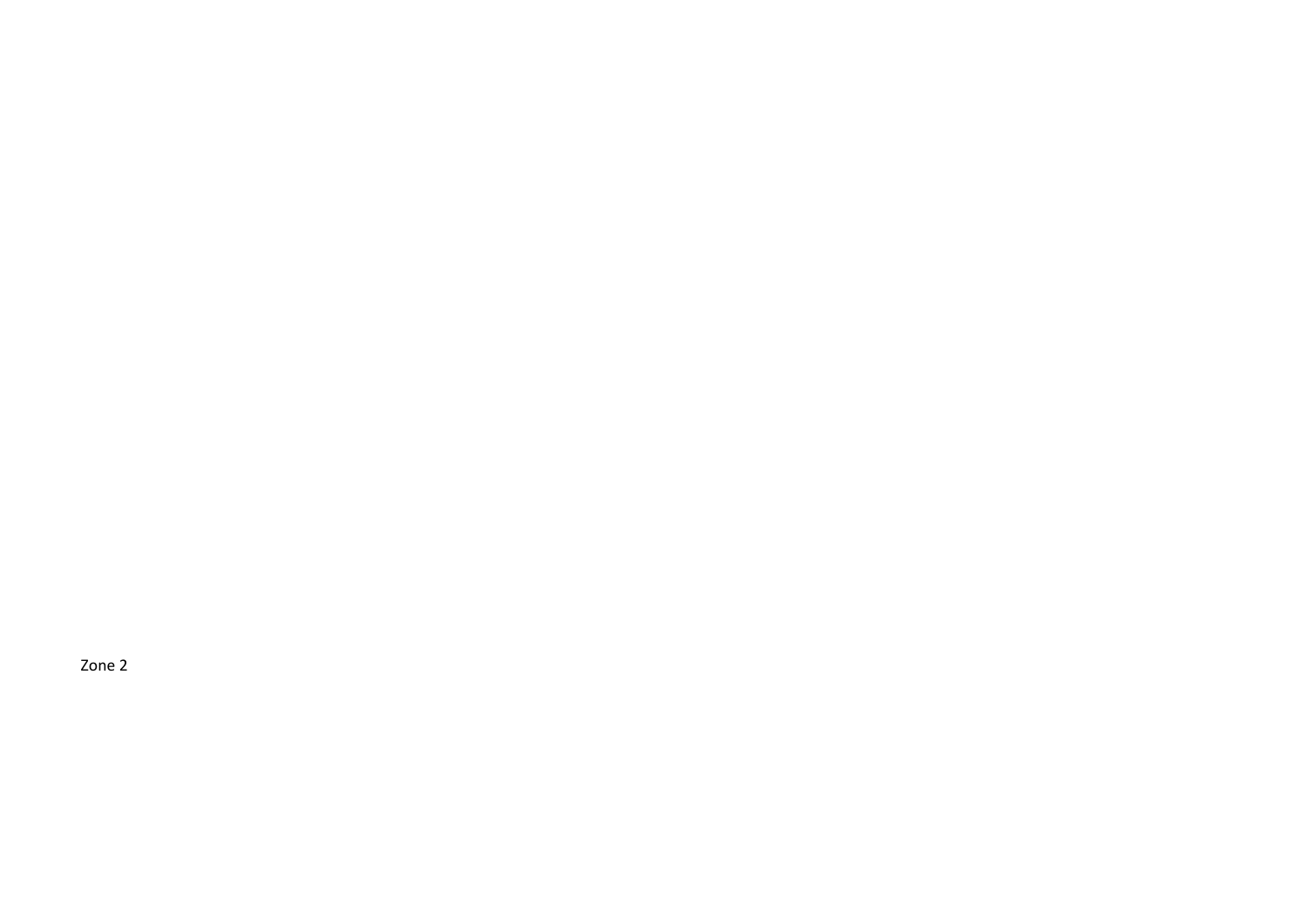Zone 2